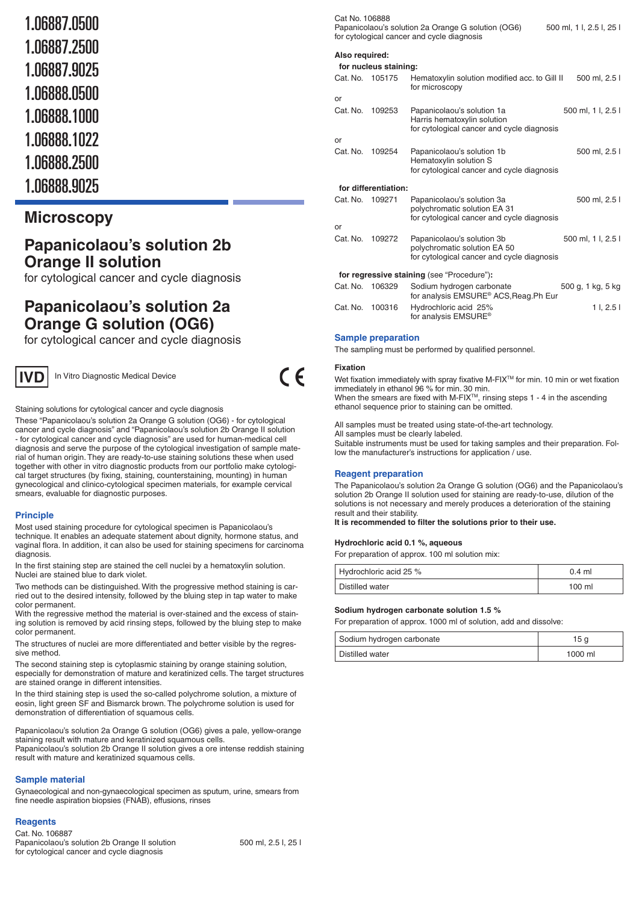1.06887.0500
1.06887.2500
1.06887.9025
1.06888.0500
1.06888.1000
1.06888.1022
1.06888.2500
1.06888.9025

# Microscopy

## Papanicolaou's solution 2b Orange II solution

for cytological cancer and cycle diagnosis

## Papanicolaou's solution 2a Orange G solution (OG6)

for cytological cancer and cycle diagnosis

**IVD** In Vitro Diagnostic Medical Device

CE

Staining solutions for cytological cancer and cycle diagnosis

These "Papanicolaou's solution 2a Orange G solution (OG6) - for cytological cancer and cycle diagnosis" and "Papanicolaou's solution 2b Orange II solution - for cytological cancer and cycle diagnosis" are used for human-medical cell diagnosis and serve the purpose of the cytological investigation of sample material of human origin. They are ready-to-use staining solutions these when used together with other in vitro diagnostic products from our portfolio make cytological target structures (by fixing, staining, counterstaining, mounting) in human gynecological and clinico-cytological specimen materials, for example cervical smears, evaluable for diagnostic purposes.

### Principle

Most used staining procedure for cytological specimen is Papanicolaou's technique. It enables an adequate statement about dignity, hormone status, and vaginal flora. In addition, it can also be used for staining specimens for carcinoma diagnosis.

In the first staining step are stained the cell nuclei by a hematoxylin solution. Nuclei are stained blue to dark violet.

Two methods can be distinguished. With the progressive method staining is carried out to the desired intensity, followed by the bluing step in tap water to make color permanent.

With the regressive method the material is over-stained and the excess of staining solution is removed by acid rinsing steps, followed by the bluing step to make color permanent.

The structures of nuclei are more differentiated and better visible by the regressive method.

The second staining step is cytoplasmic staining by orange staining solution, especially for demonstration of mature and keratinized cells. The target structures are stained orange in different intensities.

In the third staining step is used the so-called polychrome solution, a mixture of eosin, light green SF and Bismarck brown. The polychrome solution is used for demonstration of differentiation of squamous cells.

Papanicolaou's solution 2a Orange G solution (OG6) gives a pale, yellow-orange staining result with mature and keratinized squamous cells.
Papanicolaou's solution 2b Orange II solution gives a ore intense reddish staining result with mature and keratinized squamous cells.

### Sample material

Gynaecological and non-gynaecological specimen as sputum, urine, smears from fine needle aspiration biopsies (FNAB), effusions, rinses

### Reagents

Cat. No. 106887
Papanicolaou's solution 2b Orange II solution — 500 ml, 2.5 l, 25 l
for cytological cancer and cycle diagnosis

Cat No. 106888
Papanicolaou's solution 2a Orange G solution (OG6) — 500 ml, 1 l, 2.5 l, 25 l
for cytological cancer and cycle diagnosis

**Also required:**

**for nucleus staining:**

| | | | |
|---|---|---|---|
| Cat. No. | 105175 | Hematoxylin solution modified acc. to Gill II for microscopy | 500 ml, 2.5 l |
| or | | | |
| Cat. No. | 109253 | Papanicolaou's solution 1a Harris hematoxylin solution for cytological cancer and cycle diagnosis | 500 ml, 1 l, 2.5 l |
| or | | | |
| Cat. No. | 109254 | Papanicolaou's solution 1b Hematoxylin solution S for cytological cancer and cycle diagnosis | 500 ml, 2.5 l |

**for differentiation:**

| | | | |
|---|---|---|---|
| Cat. No. | 109271 | Papanicolaou's solution 3a polychromatic solution EA 31 for cytological cancer and cycle diagnosis | 500 ml, 2.5 l |
| or | | | |
| Cat. No. | 109272 | Papanicolaou's solution 3b polychromatic solution EA 50 for cytological cancer and cycle diagnosis | 500 ml, 1 l, 2.5 l |

**for regressive staining** (see "Procedure")**:**

| | | | |
|---|---|---|---|
| Cat. No. | 106329 | Sodium hydrogen carbonate for analysis EMSURE® ACS,Reag.Ph Eur | 500 g, 1 kg, 5 kg |
| Cat. No. | 100316 | Hydrochloric acid 25% for analysis EMSURE® | 1 l, 2.5 l |

### Sample preparation

The sampling must be performed by qualified personnel.

**Fixation**

Wet fixation immediately with spray fixative M-FIX™ for min. 10 min or wet fixation immediately in ethanol 96 % for min. 30 min.
When the smears are fixed with M-FIX™, rinsing steps 1 - 4 in the ascending ethanol sequence prior to staining can be omitted.

All samples must be treated using state-of-the-art technology.
All samples must be clearly labeled.
Suitable instruments must be used for taking samples and their preparation. Follow the manufacturer's instructions for application / use.

### Reagent preparation

The Papanicolaou's solution 2a Orange G solution (OG6) and the Papanicolaou's solution 2b Orange II solution used for staining are ready-to-use, dilution of the solutions is not necessary and merely produces a deterioration of the staining result and their stability.
**It is recommended to filter the solutions prior to their use.**

**Hydrochloric acid 0.1 %, aqueous**

For preparation of approx. 100 ml solution mix:

| | |
|---|---|
| Hydrochloric acid 25 % | 0.4 ml |
| Distilled water | 100 ml |

**Sodium hydrogen carbonate solution 1.5 %**

For preparation of approx. 1000 ml of solution, add and dissolve:

| | |
|---|---|
| Sodium hydrogen carbonate | 15 g |
| Distilled water | 1000 ml |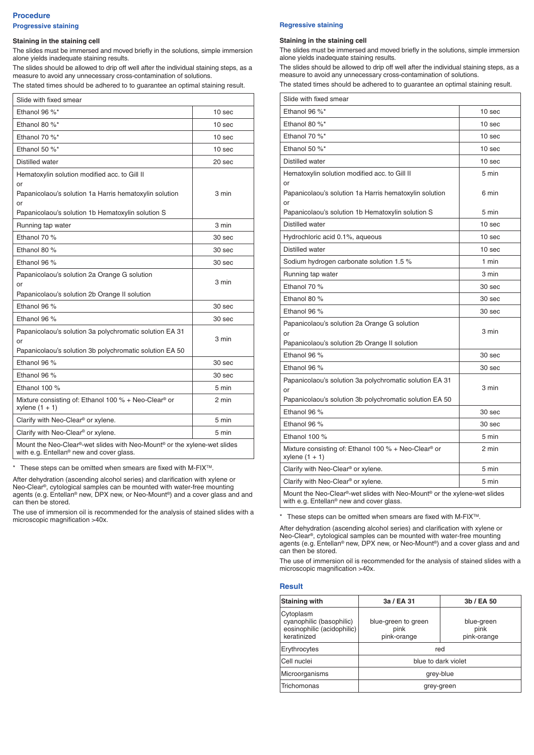## Procedure

### Progressive staining

#### Staining in the staining cell

The slides must be immersed and moved briefly in the solutions, simple immersion alone yields inadequate staining results.

The slides should be allowed to drip off well after the individual staining steps, as a measure to avoid any unnecessary cross-contamination of solutions.

The stated times should be adhered to to guarantee an optimal staining result.

| Slide with fixed smear | |
|---|---|
| Ethanol 96 %* | 10 sec |
| Ethanol 80 %* | 10 sec |
| Ethanol 70 %* | 10 sec |
| Ethanol 50 %* | 10 sec |
| Distilled water | 20 sec |
| Hematoxylin solution modified acc. to Gill II<br>or<br>Papanicolaou's solution 1a Harris hematoxylin solution<br>or<br>Papanicolaou's solution 1b Hematoxylin solution S | 3 min |
| Running tap water | 3 min |
| Ethanol 70 % | 30 sec |
| Ethanol 80 % | 30 sec |
| Ethanol 96 % | 30 sec |
| Papanicolaou's solution 2a Orange G solution<br>or<br>Papanicolaou's solution 2b Orange II solution | 3 min |
| Ethanol 96 % | 30 sec |
| Ethanol 96 % | 30 sec |
| Papanicolaou's solution 3a polychromatic solution EA 31<br>or<br>Papanicolaou's solution 3b polychromatic solution EA 50 | 3 min |
| Ethanol 96 % | 30 sec |
| Ethanol 96 % | 30 sec |
| Ethanol 100 % | 5 min |
| Mixture consisting of: Ethanol 100 % + Neo-Clear® or xylene (1 + 1) | 2 min |
| Clarify with Neo-Clear® or xylene. | 5 min |
| Clarify with Neo-Clear® or xylene. | 5 min |
| Mount the Neo-Clear®-wet slides with Neo-Mount® or the xylene-wet slides with e.g. Entellan® new and cover glass. | |

* These steps can be omitted when smears are fixed with M-FIX™.

After dehydration (ascending alcohol series) and clarification with xylene or Neo-Clear®, cytological samples can be mounted with water-free mounting agents (e.g. Entellan® new, DPX new, or Neo-Mount®) and a cover glass and and can then be stored.

The use of immersion oil is recommended for the analysis of stained slides with a microscopic magnification >40x.

### Regressive staining

#### Staining in the staining cell

The slides must be immersed and moved briefly in the solutions, simple immersion alone yields inadequate staining results.

The slides should be allowed to drip off well after the individual staining steps, as a measure to avoid any unnecessary cross-contamination of solutions.

The stated times should be adhered to to guarantee an optimal staining result.

| Slide with fixed smear | |
|---|---|
| Ethanol 96 %* | 10 sec |
| Ethanol 80 %* | 10 sec |
| Ethanol 70 %* | 10 sec |
| Ethanol 50 %* | 10 sec |
| Distilled water | 10 sec |
| Hematoxylin solution modified acc. to Gill II<br>or<br>Papanicolaou's solution 1a Harris hematoxylin solution<br>or<br>Papanicolaou's solution 1b Hematoxylin solution S | 5 min<br><br>6 min<br><br>5 min |
| Distilled water | 10 sec |
| Hydrochloric acid 0.1%, aqueous | 10 sec |
| Distilled water | 10 sec |
| Sodium hydrogen carbonate solution 1.5 % | 1 min |
| Running tap water | 3 min |
| Ethanol 70 % | 30 sec |
| Ethanol 80 % | 30 sec |
| Ethanol 96 % | 30 sec |
| Papanicolaou's solution 2a Orange G solution<br>or<br>Papanicolaou's solution 2b Orange II solution | 3 min |
| Ethanol 96 % | 30 sec |
| Ethanol 96 % | 30 sec |
| Papanicolaou's solution 3a polychromatic solution EA 31<br>or<br>Papanicolaou's solution 3b polychromatic solution EA 50 | 3 min |
| Ethanol 96 % | 30 sec |
| Ethanol 96 % | 30 sec |
| Ethanol 100 % | 5 min |
| Mixture consisting of: Ethanol 100 % + Neo-Clear® or xylene (1 + 1) | 2 min |
| Clarify with Neo-Clear® or xylene. | 5 min |
| Clarify with Neo-Clear® or xylene. | 5 min |
| Mount the Neo-Clear®-wet slides with Neo-Mount® or the xylene-wet slides with e.g. Entellan® new and cover glass. | |

* These steps can be omitted when smears are fixed with M-FIX™.

After dehydration (ascending alcohol series) and clarification with xylene or Neo-Clear®, cytological samples can be mounted with water-free mounting agents (e.g. Entellan® new, DPX new, or Neo-Mount®) and a cover glass and and can then be stored.

The use of immersion oil is recommended for the analysis of stained slides with a microscopic magnification >40x.

## Result

| Staining with | 3a / EA 31 | 3b / EA 50 |
|---|---|---|
| Cytoplasm<br>cyanophilic (basophilic)<br>eosinophilic (acidophilic)<br>keratinized | <br>blue-green to green<br>pink<br>pink-orange | <br>blue-green<br>pink<br>pink-orange |
| Erythrocytes | red | |
| Cell nuclei | blue to dark violet | |
| Microorganisms | grey-blue | |
| Trichomonas | grey-green | |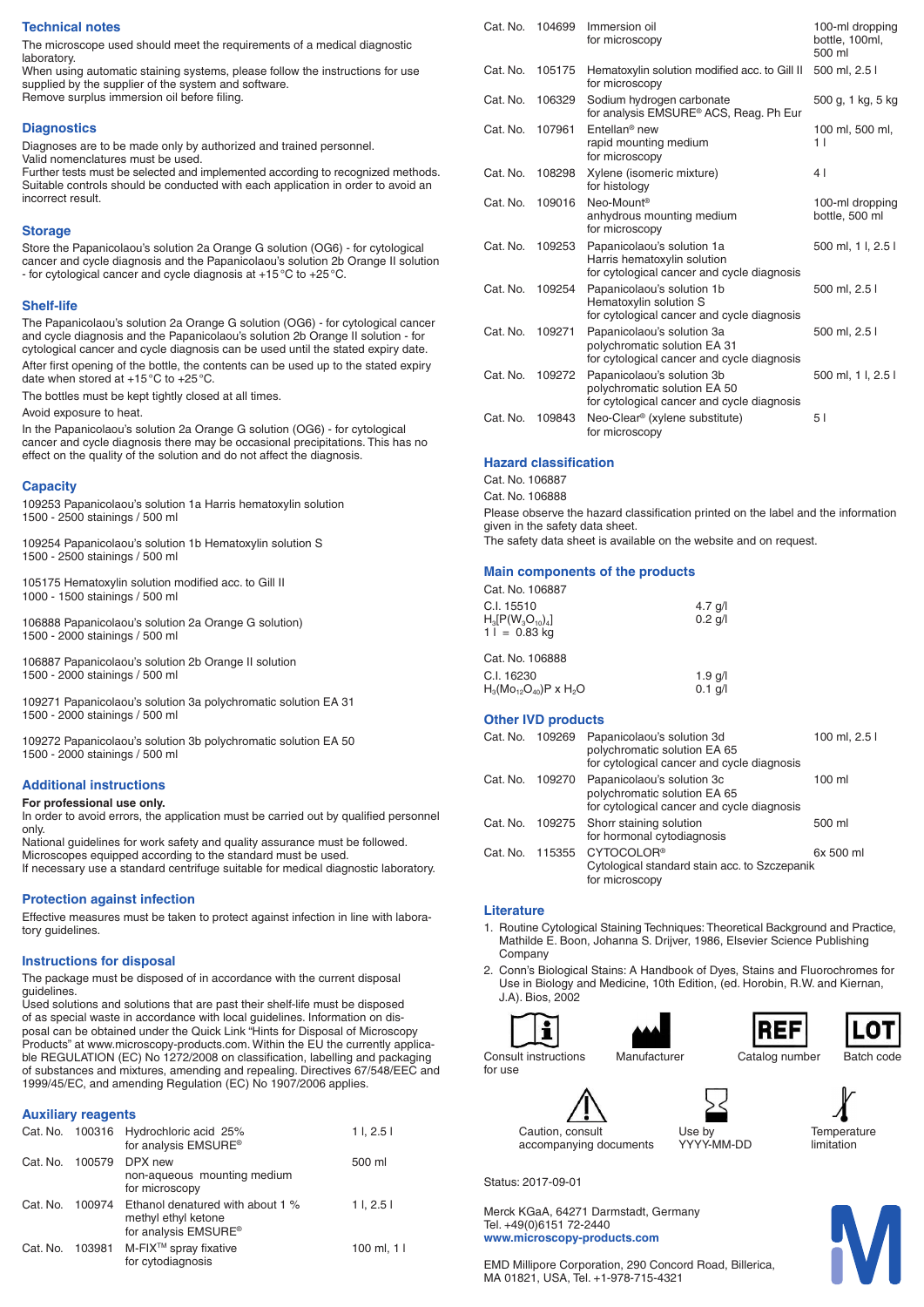## Technical notes

The microscope used should meet the requirements of a medical diagnostic laboratory.
When using automatic staining systems, please follow the instructions for use supplied by the supplier of the system and software.
Remove surplus immersion oil before filing.

## Diagnostics

Diagnoses are to be made only by authorized and trained personnel.
Valid nomenclatures must be used.
Further tests must be selected and implemented according to recognized methods.
Suitable controls should be conducted with each application in order to avoid an incorrect result.

## Storage

Store the Papanicolaou's solution 2a Orange G solution (OG6) - for cytological cancer and cycle diagnosis and the Papanicolaou's solution 2b Orange II solution - for cytological cancer and cycle diagnosis at +15 °C to +25 °C.

## Shelf-life

The Papanicolaou's solution 2a Orange G solution (OG6) - for cytological cancer and cycle diagnosis and the Papanicolaou's solution 2b Orange II solution - for cytological cancer and cycle diagnosis can be used until the stated expiry date.

After first opening of the bottle, the contents can be used up to the stated expiry date when stored at +15 °C to +25 °C.

The bottles must be kept tightly closed at all times.

Avoid exposure to heat.

In the Papanicolaou's solution 2a Orange G solution (OG6) - for cytological cancer and cycle diagnosis there may be occasional precipitations. This has no effect on the quality of the solution and do not affect the diagnosis.

## Capacity

109253 Papanicolaou's solution 1a Harris hematoxylin solution
1500 - 2500 stainings / 500 ml

109254 Papanicolaou's solution 1b Hematoxylin solution S
1500 - 2500 stainings / 500 ml

105175 Hematoxylin solution modified acc. to Gill II
1000 - 1500 stainings / 500 ml

106888 Papanicolaou's solution 2a Orange G solution)
1500 - 2000 stainings / 500 ml

106887 Papanicolaou's solution 2b Orange II solution
1500 - 2000 stainings / 500 ml

109271 Papanicolaou's solution 3a polychromatic solution EA 31
1500 - 2000 stainings / 500 ml

109272 Papanicolaou's solution 3b polychromatic solution EA 50
1500 - 2000 stainings / 500 ml

## Additional instructions

**For professional use only.**
In order to avoid errors, the application must be carried out by qualified personnel only.
National guidelines for work safety and quality assurance must be followed.
Microscopes equipped according to the standard must be used.
If necessary use a standard centrifuge suitable for medical diagnostic laboratory.

## Protection against infection

Effective measures must be taken to protect against infection in line with laboratory guidelines.

## Instructions for disposal

The package must be disposed of in accordance with the current disposal guidelines.
Used solutions and solutions that are past their shelf-life must be disposed of as special waste in accordance with local guidelines. Information on disposal can be obtained under the Quick Link "Hints for Disposal of Microscopy Products" at www.microscopy-products.com. Within the EU the currently applicable REGULATION (EC) No 1272/2008 on classification, labelling and packaging of substances and mixtures, amending and repealing. Directives 67/548/EEC and 1999/45/EC, and amending Regulation (EC) No 1907/2006 applies.

## Auxiliary reagents

| | | | |
|---|---|---|---|
| Cat. No. | 100316 | Hydrochloric acid 25% for analysis EMSURE® | 1 l, 2.5 l |
| Cat. No. | 100579 | DPX new non-aqueous mounting medium for microscopy | 500 ml |
| Cat. No. | 100974 | Ethanol denatured with about 1 % methyl ethyl ketone for analysis EMSURE® | 1 l, 2.5 l |
| Cat. No. | 103981 | M-FIX™ spray fixative for cytodiagnosis | 100 ml, 1 l |
| Cat. No. | 104699 | Immersion oil for microscopy | 100-ml dropping bottle, 100ml, 500 ml |
| Cat. No. | 105175 | Hematoxylin solution modified acc. to Gill II for microscopy | 500 ml, 2.5 l |
| Cat. No. | 106329 | Sodium hydrogen carbonate for analysis EMSURE® ACS, Reag. Ph Eur | 500 g, 1 kg, 5 kg |
| Cat. No. | 107961 | Entellan® new rapid mounting medium for microscopy | 100 ml, 500 ml, 1 l |
| Cat. No. | 108298 | Xylene (isomeric mixture) for histology | 4 l |
| Cat. No. | 109016 | Neo-Mount® anhydrous mounting medium for microscopy | 100-ml dropping bottle, 500 ml |
| Cat. No. | 109253 | Papanicolaou's solution 1a Harris hematoxylin solution for cytological cancer and cycle diagnosis | 500 ml, 1 l, 2.5 l |
| Cat. No. | 109254 | Papanicolaou's solution 1b Hematoxylin solution S for cytological cancer and cycle diagnosis | 500 ml, 2.5 l |
| Cat. No. | 109271 | Papanicolaou's solution 3a polychromatic solution EA 31 for cytological cancer and cycle diagnosis | 500 ml, 2.5 l |
| Cat. No. | 109272 | Papanicolaou's solution 3b polychromatic solution EA 50 for cytological cancer and cycle diagnosis | 500 ml, 1 l, 2.5 l |
| Cat. No. | 109843 | Neo-Clear® (xylene substitute) for microscopy | 5 l |

## Hazard classification

Cat. No. 106887
Cat. No. 106888
Please observe the hazard classification printed on the label and the information given in the safety data sheet.
The safety data sheet is available on the website and on request.

## Main components of the products

Cat. No. 106887

| | |
|---|---|
| C.I. 15510 | 4.7 g/l |
| $H_3[P(W_3O_{10})_4]$ | 0.2 g/l |
| 1 l = 0.83 kg | |

Cat. No. 106888

| | |
|---|---|
| C.I. 16230 | 1.9 g/l |
| $H_3(Mo_{12}O_{40})P \times H_2O$ | 0.1 g/l |

## Other IVD products

| | | | |
|---|---|---|---|
| Cat. No. | 109269 | Papanicolaou's solution 3d polychromatic solution EA 65 for cytological cancer and cycle diagnosis | 100 ml, 2.5 l |
| Cat. No. | 109270 | Papanicolaou's solution 3c polychromatic solution EA 65 for cytological cancer and cycle diagnosis | 100 ml |
| Cat. No. | 109275 | Shorr staining solution for hormonal cytodiagnosis | 500 ml |
| Cat. No. | 115355 | CYTOCOLOR® Cytological standard stain acc. to Szczepanik for microscopy | 6x 500 ml |

## Literature

1. Routine Cytological Staining Techniques: Theoretical Background and Practice, Mathilde E. Boon, Johanna S. Drijver, 1986, Elsevier Science Publishing Company
2. Conn's Biological Stains: A Handbook of Dyes, Stains and Fluorochromes for Use in Biology and Medicine, 10th Edition, (ed. Horobin, R.W. and Kiernan, J.A). Bios, 2002

Consult instructions for use
Manufacturer
REF Catalog number
LOT Batch code
Caution, consult accompanying documents
Use by YYYY-MM-DD
Temperature limitation

Status: 2017-09-01

Merck KGaA, 64271 Darmstadt, Germany
Tel. +49(0)6151 72-2440
**www.microscopy-products.com**

EMD Millipore Corporation, 290 Concord Road, Billerica, MA 01821, USA, Tel. +1-978-715-4321